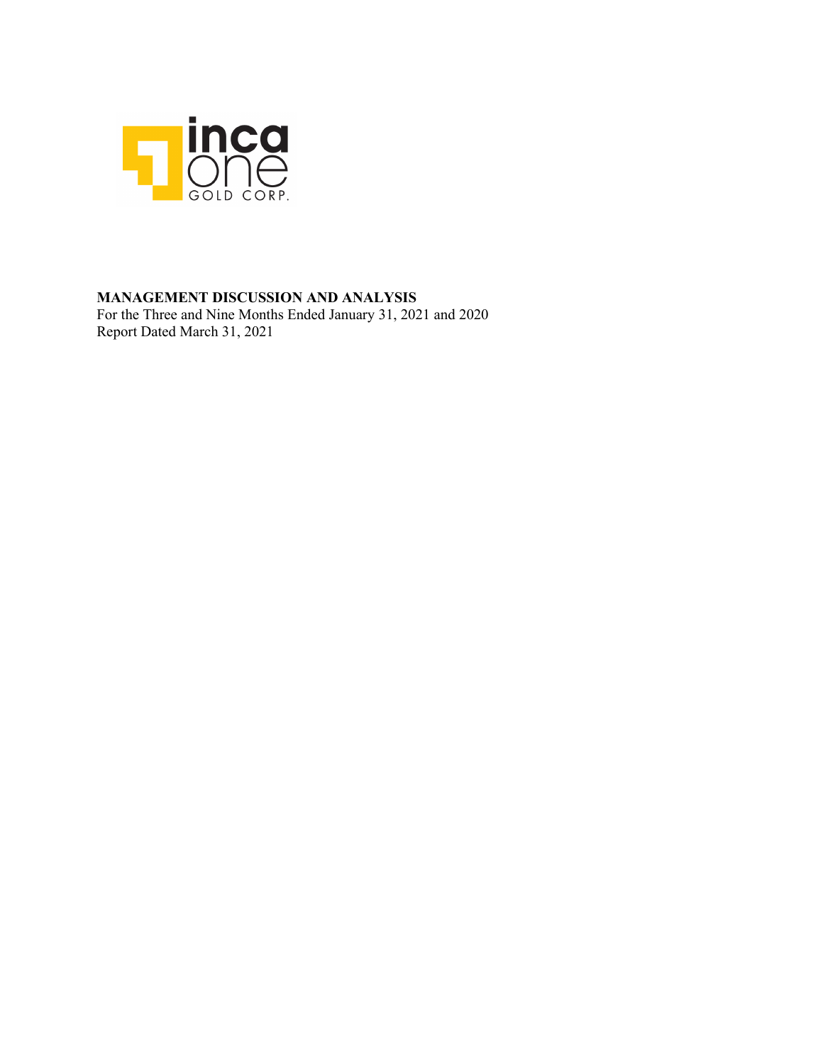inca one GOLD CORP.

**MANAGEMENT DISCUSSION AND ANALYSIS**

For the Three and Nine Months Ended January 31, 2021 and 2020

Report Dated March 31, 2021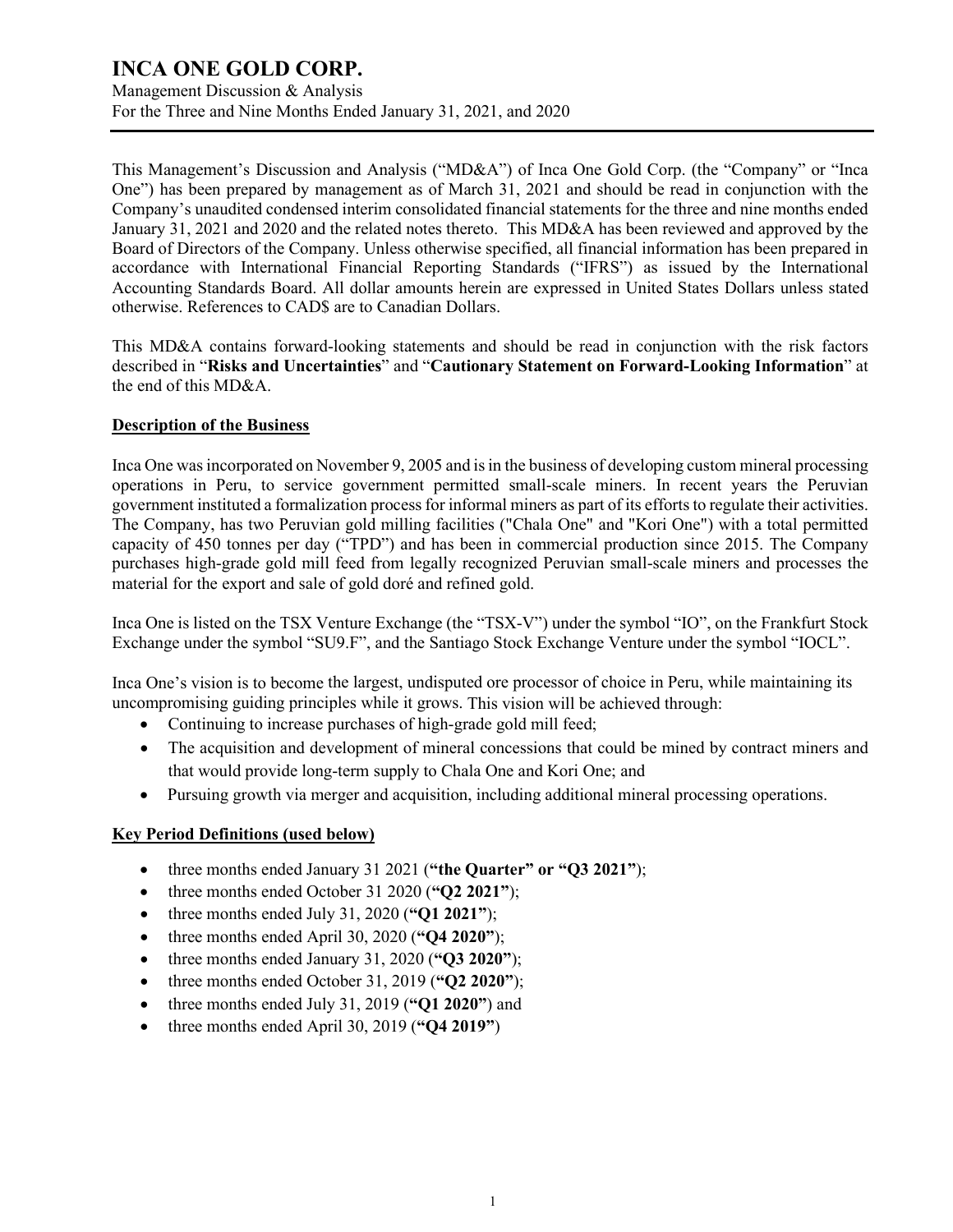# INCA ONE GOLD CORP.

Management Discussion & Analysis
For the Three and Nine Months Ended January 31, 2021, and 2020

This Management's Discussion and Analysis ("MD&A") of Inca One Gold Corp. (the "Company" or "Inca One") has been prepared by management as of March 31, 2021 and should be read in conjunction with the Company's unaudited condensed interim consolidated financial statements for the three and nine months ended January 31, 2021 and 2020 and the related notes thereto. This MD&A has been reviewed and approved by the Board of Directors of the Company. Unless otherwise specified, all financial information has been prepared in accordance with International Financial Reporting Standards ("IFRS") as issued by the International Accounting Standards Board. All dollar amounts herein are expressed in United States Dollars unless stated otherwise. References to CAD$ are to Canadian Dollars.

This MD&A contains forward-looking statements and should be read in conjunction with the risk factors described in "**Risks and Uncertainties**" and "**Cautionary Statement on Forward-Looking Information**" at the end of this MD&A.

## Description of the Business

Inca One was incorporated on November 9, 2005 and is in the business of developing custom mineral processing operations in Peru, to service government permitted small-scale miners. In recent years the Peruvian government instituted a formalization process for informal miners as part of its efforts to regulate their activities. The Company, has two Peruvian gold milling facilities ("Chala One" and "Kori One") with a total permitted capacity of 450 tonnes per day ("TPD") and has been in commercial production since 2015. The Company purchases high-grade gold mill feed from legally recognized Peruvian small-scale miners and processes the material for the export and sale of gold doré and refined gold.

Inca One is listed on the TSX Venture Exchange (the "TSX-V") under the symbol "IO", on the Frankfurt Stock Exchange under the symbol "SU9.F", and the Santiago Stock Exchange Venture under the symbol "IOCL".

Inca One's vision is to become the largest, undisputed ore processor of choice in Peru, while maintaining its uncompromising guiding principles while it grows. This vision will be achieved through:

- Continuing to increase purchases of high-grade gold mill feed;
- The acquisition and development of mineral concessions that could be mined by contract miners and that would provide long-term supply to Chala One and Kori One; and
- Pursuing growth via merger and acquisition, including additional mineral processing operations.

## Key Period Definitions (used below)

- three months ended January 31 2021 (**"the Quarter" or "Q3 2021"**);
- three months ended October 31 2020 (**"Q2 2021"**);
- three months ended July 31, 2020 (**"Q1 2021"**);
- three months ended April 30, 2020 (**"Q4 2020"**);
- three months ended January 31, 2020 (**"Q3 2020"**);
- three months ended October 31, 2019 (**"Q2 2020"**);
- three months ended July 31, 2019 (**"Q1 2020"**) and
- three months ended April 30, 2019 (**"Q4 2019"**)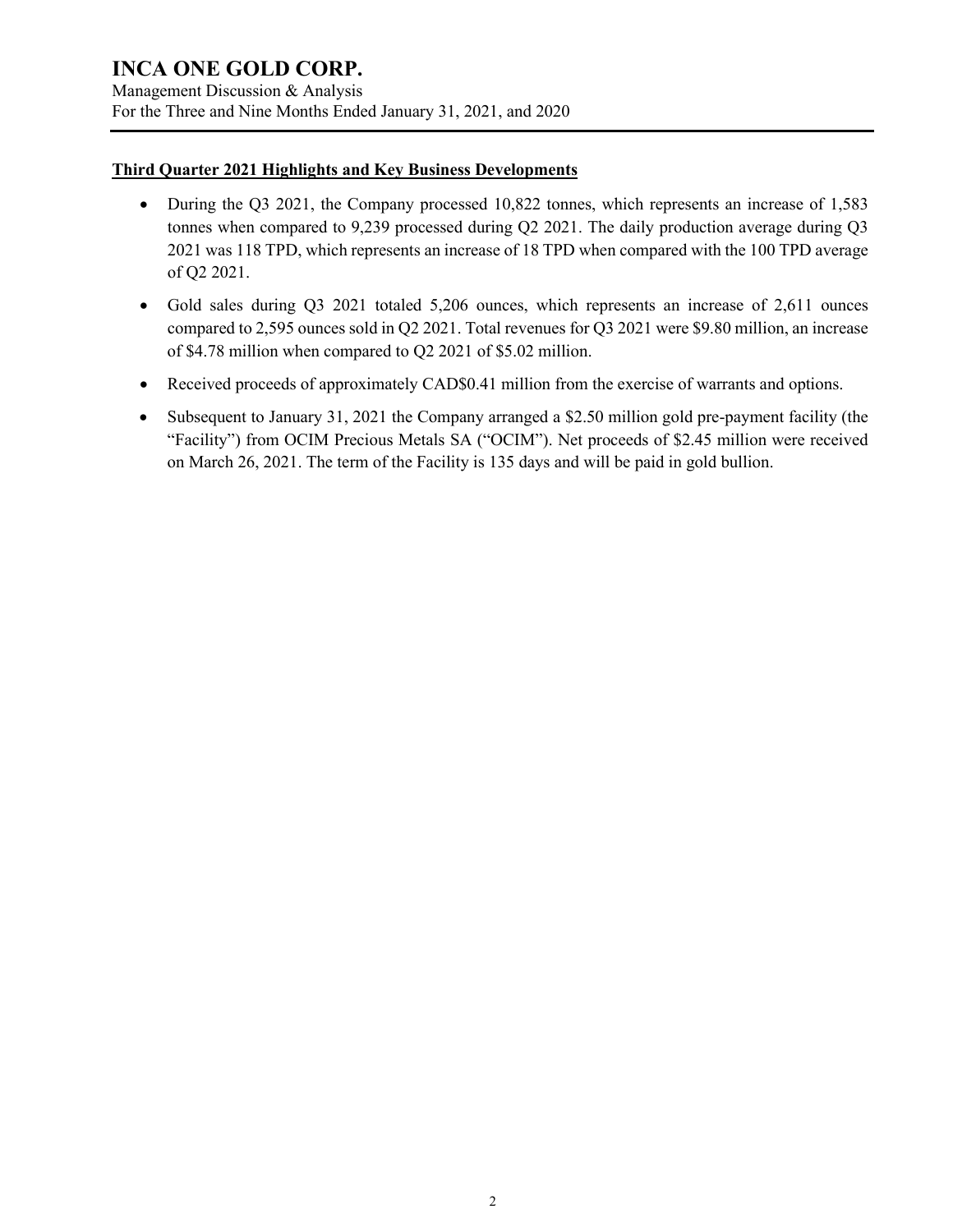## Third Quarter 2021 Highlights and Key Business Developments

- During the Q3 2021, the Company processed 10,822 tonnes, which represents an increase of 1,583 tonnes when compared to 9,239 processed during Q2 2021. The daily production average during Q3 2021 was 118 TPD, which represents an increase of 18 TPD when compared with the 100 TPD average of Q2 2021.
- Gold sales during Q3 2021 totaled 5,206 ounces, which represents an increase of 2,611 ounces compared to 2,595 ounces sold in Q2 2021. Total revenues for Q3 2021 were $9.80 million, an increase of $4.78 million when compared to Q2 2021 of $5.02 million.
- Received proceeds of approximately CAD$0.41 million from the exercise of warrants and options.
- Subsequent to January 31, 2021 the Company arranged a $2.50 million gold pre-payment facility (the "Facility") from OCIM Precious Metals SA ("OCIM"). Net proceeds of $2.45 million were received on March 26, 2021. The term of the Facility is 135 days and will be paid in gold bullion.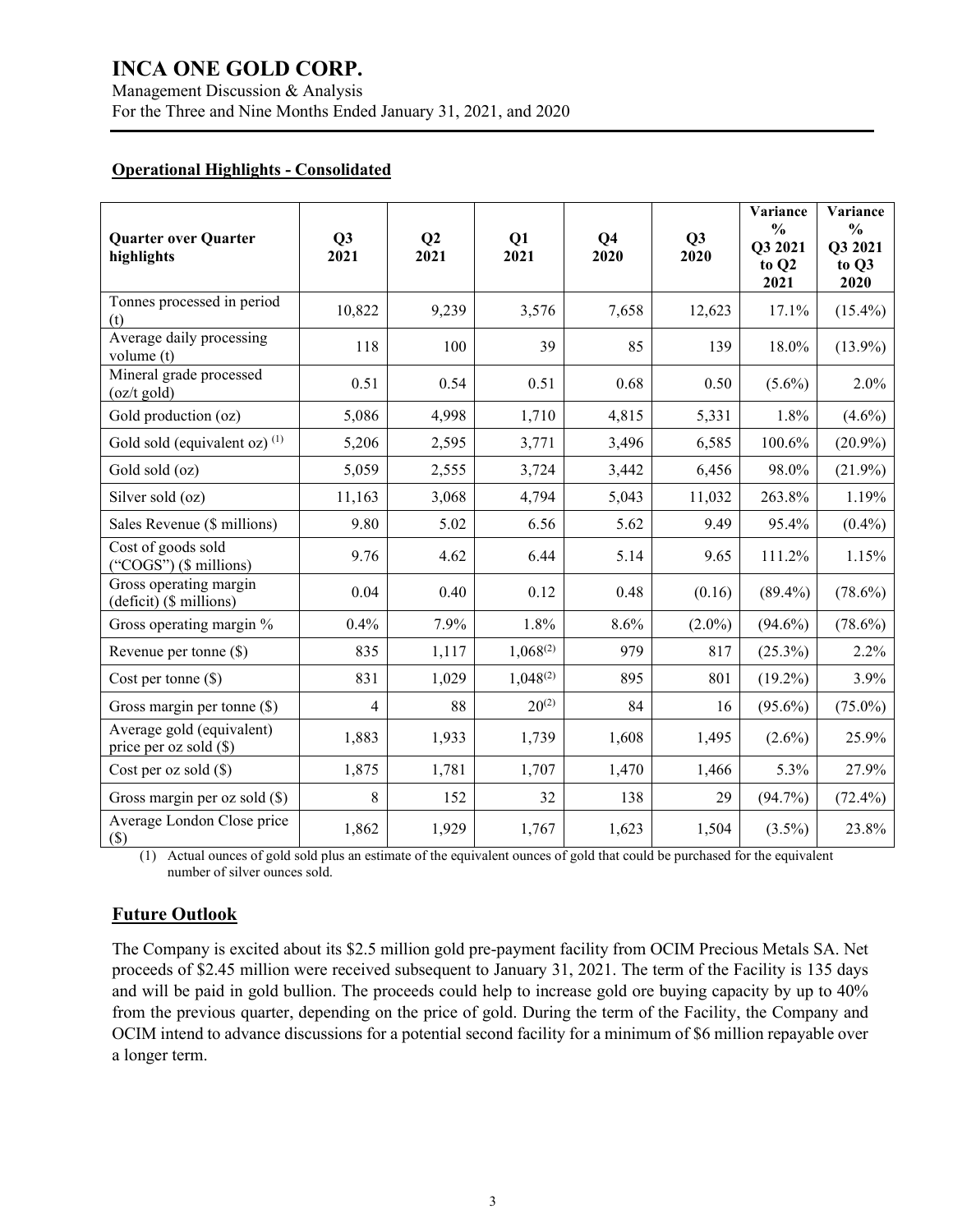## Operational Highlights - Consolidated

| Quarter over Quarter highlights | Q3 2021 | Q2 2021 | Q1 2021 | Q4 2020 | Q3 2020 | Variance % Q3 2021 to Q2 2021 | Variance % Q3 2021 to Q3 2020 |
|---|---|---|---|---|---|---|---|
| Tonnes processed in period (t) | 10,822 | 9,239 | 3,576 | 7,658 | 12,623 | 17.1% | (15.4%) |
| Average daily processing volume (t) | 118 | 100 | 39 | 85 | 139 | 18.0% | (13.9%) |
| Mineral grade processed (oz/t gold) | 0.51 | 0.54 | 0.51 | 0.68 | 0.50 | (5.6%) | 2.0% |
| Gold production (oz) | 5,086 | 4,998 | 1,710 | 4,815 | 5,331 | 1.8% | (4.6%) |
| Gold sold (equivalent oz) (1) | 5,206 | 2,595 | 3,771 | 3,496 | 6,585 | 100.6% | (20.9%) |
| Gold sold (oz) | 5,059 | 2,555 | 3,724 | 3,442 | 6,456 | 98.0% | (21.9%) |
| Silver sold (oz) | 11,163 | 3,068 | 4,794 | 5,043 | 11,032 | 263.8% | 1.19% |
| Sales Revenue ($ millions) | 9.80 | 5.02 | 6.56 | 5.62 | 9.49 | 95.4% | (0.4%) |
| Cost of goods sold ("COGS") ($ millions) | 9.76 | 4.62 | 6.44 | 5.14 | 9.65 | 111.2% | 1.15% |
| Gross operating margin (deficit) ($ millions) | 0.04 | 0.40 | 0.12 | 0.48 | (0.16) | (89.4%) | (78.6%) |
| Gross operating margin % | 0.4% | 7.9% | 1.8% | 8.6% | (2.0%) | (94.6%) | (78.6%) |
| Revenue per tonne ($) | 835 | 1,117 | 1,068(2) | 979 | 817 | (25.3%) | 2.2% |
| Cost per tonne ($) | 831 | 1,029 | 1,048(2) | 895 | 801 | (19.2%) | 3.9% |
| Gross margin per tonne ($) | 4 | 88 | 20(2) | 84 | 16 | (95.6%) | (75.0%) |
| Average gold (equivalent) price per oz sold ($) | 1,883 | 1,933 | 1,739 | 1,608 | 1,495 | (2.6%) | 25.9% |
| Cost per oz sold ($) | 1,875 | 1,781 | 1,707 | 1,470 | 1,466 | 5.3% | 27.9% |
| Gross margin per oz sold ($) | 8 | 152 | 32 | 138 | 29 | (94.7%) | (72.4%) |
| Average London Close price ($) | 1,862 | 1,929 | 1,767 | 1,623 | 1,504 | (3.5%) | 23.8% |

(1) Actual ounces of gold sold plus an estimate of the equivalent ounces of gold that could be purchased for the equivalent number of silver ounces sold.

## Future Outlook

The Company is excited about its $2.5 million gold pre-payment facility from OCIM Precious Metals SA. Net proceeds of $2.45 million were received subsequent to January 31, 2021. The term of the Facility is 135 days and will be paid in gold bullion. The proceeds could help to increase gold ore buying capacity by up to 40% from the previous quarter, depending on the price of gold. During the term of the Facility, the Company and OCIM intend to advance discussions for a potential second facility for a minimum of $6 million repayable over a longer term.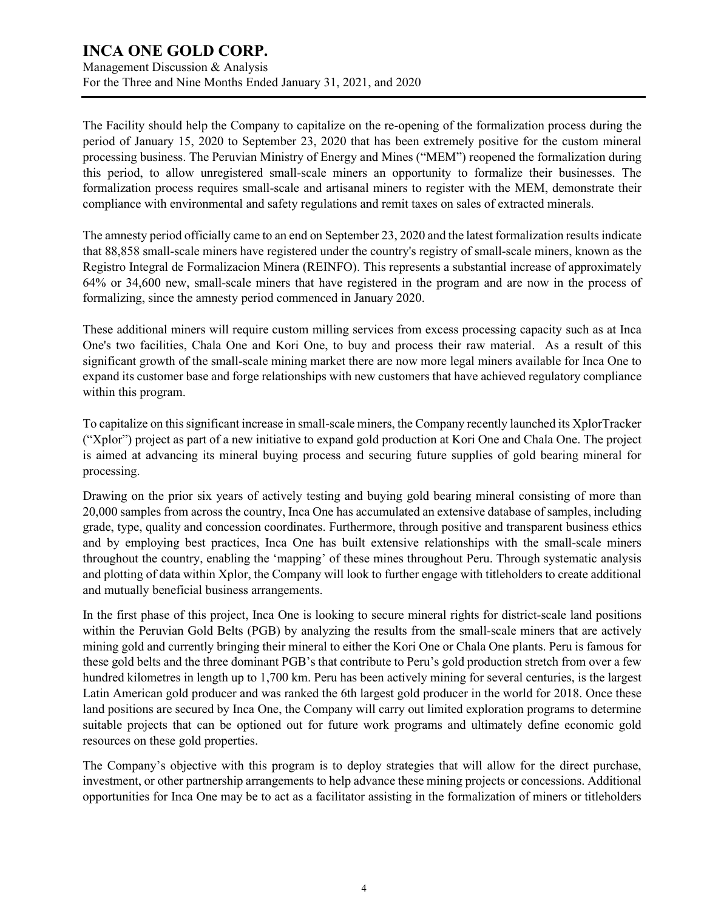The Facility should help the Company to capitalize on the re-opening of the formalization process during the period of January 15, 2020 to September 23, 2020 that has been extremely positive for the custom mineral processing business. The Peruvian Ministry of Energy and Mines ("MEM") reopened the formalization during this period, to allow unregistered small-scale miners an opportunity to formalize their businesses. The formalization process requires small-scale and artisanal miners to register with the MEM, demonstrate their compliance with environmental and safety regulations and remit taxes on sales of extracted minerals.

The amnesty period officially came to an end on September 23, 2020 and the latest formalization results indicate that 88,858 small-scale miners have registered under the country's registry of small-scale miners, known as the Registro Integral de Formalizacion Minera (REINFO). This represents a substantial increase of approximately 64% or 34,600 new, small-scale miners that have registered in the program and are now in the process of formalizing, since the amnesty period commenced in January 2020.

These additional miners will require custom milling services from excess processing capacity such as at Inca One's two facilities, Chala One and Kori One, to buy and process their raw material. As a result of this significant growth of the small-scale mining market there are now more legal miners available for Inca One to expand its customer base and forge relationships with new customers that have achieved regulatory compliance within this program.

To capitalize on this significant increase in small-scale miners, the Company recently launched its XplorTracker ("Xplor") project as part of a new initiative to expand gold production at Kori One and Chala One. The project is aimed at advancing its mineral buying process and securing future supplies of gold bearing mineral for processing.

Drawing on the prior six years of actively testing and buying gold bearing mineral consisting of more than 20,000 samples from across the country, Inca One has accumulated an extensive database of samples, including grade, type, quality and concession coordinates. Furthermore, through positive and transparent business ethics and by employing best practices, Inca One has built extensive relationships with the small-scale miners throughout the country, enabling the 'mapping' of these mines throughout Peru. Through systematic analysis and plotting of data within Xplor, the Company will look to further engage with titleholders to create additional and mutually beneficial business arrangements.

In the first phase of this project, Inca One is looking to secure mineral rights for district-scale land positions within the Peruvian Gold Belts (PGB) by analyzing the results from the small-scale miners that are actively mining gold and currently bringing their mineral to either the Kori One or Chala One plants. Peru is famous for these gold belts and the three dominant PGB's that contribute to Peru's gold production stretch from over a few hundred kilometres in length up to 1,700 km. Peru has been actively mining for several centuries, is the largest Latin American gold producer and was ranked the 6th largest gold producer in the world for 2018. Once these land positions are secured by Inca One, the Company will carry out limited exploration programs to determine suitable projects that can be optioned out for future work programs and ultimately define economic gold resources on these gold properties.

The Company's objective with this program is to deploy strategies that will allow for the direct purchase, investment, or other partnership arrangements to help advance these mining projects or concessions. Additional opportunities for Inca One may be to act as a facilitator assisting in the formalization of miners or titleholders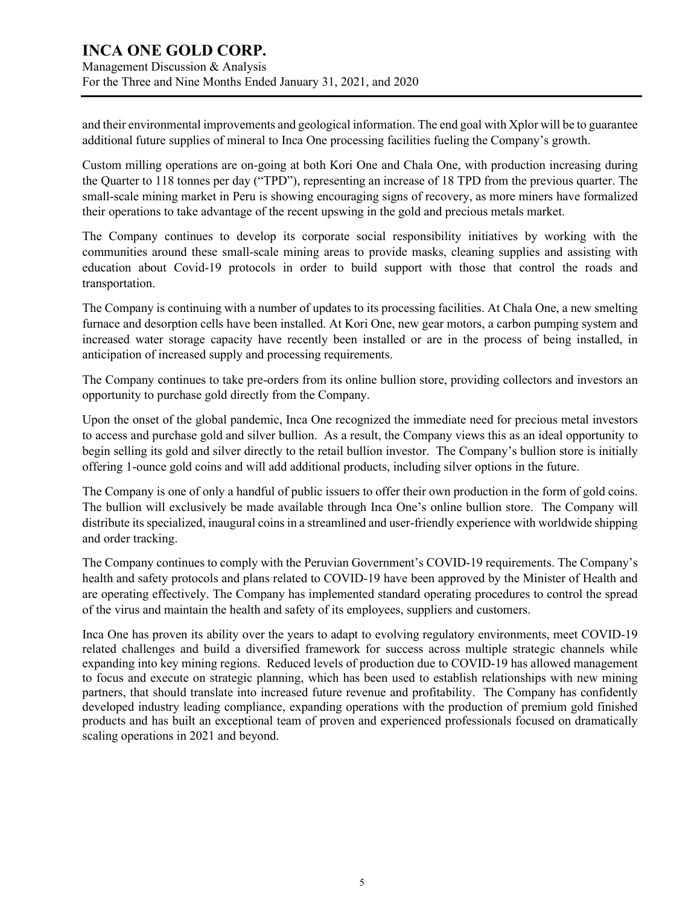and their environmental improvements and geological information. The end goal with Xplor will be to guarantee additional future supplies of mineral to Inca One processing facilities fueling the Company's growth.

Custom milling operations are on-going at both Kori One and Chala One, with production increasing during the Quarter to 118 tonnes per day ("TPD"), representing an increase of 18 TPD from the previous quarter. The small-scale mining market in Peru is showing encouraging signs of recovery, as more miners have formalized their operations to take advantage of the recent upswing in the gold and precious metals market.

The Company continues to develop its corporate social responsibility initiatives by working with the communities around these small-scale mining areas to provide masks, cleaning supplies and assisting with education about Covid-19 protocols in order to build support with those that control the roads and transportation.

The Company is continuing with a number of updates to its processing facilities. At Chala One, a new smelting furnace and desorption cells have been installed. At Kori One, new gear motors, a carbon pumping system and increased water storage capacity have recently been installed or are in the process of being installed, in anticipation of increased supply and processing requirements.

The Company continues to take pre-orders from its online bullion store, providing collectors and investors an opportunity to purchase gold directly from the Company.

Upon the onset of the global pandemic, Inca One recognized the immediate need for precious metal investors to access and purchase gold and silver bullion. As a result, the Company views this as an ideal opportunity to begin selling its gold and silver directly to the retail bullion investor. The Company's bullion store is initially offering 1-ounce gold coins and will add additional products, including silver options in the future.

The Company is one of only a handful of public issuers to offer their own production in the form of gold coins. The bullion will exclusively be made available through Inca One's online bullion store. The Company will distribute its specialized, inaugural coins in a streamlined and user-friendly experience with worldwide shipping and order tracking.

The Company continues to comply with the Peruvian Government's COVID-19 requirements. The Company's health and safety protocols and plans related to COVID-19 have been approved by the Minister of Health and are operating effectively. The Company has implemented standard operating procedures to control the spread of the virus and maintain the health and safety of its employees, suppliers and customers.

Inca One has proven its ability over the years to adapt to evolving regulatory environments, meet COVID-19 related challenges and build a diversified framework for success across multiple strategic channels while expanding into key mining regions. Reduced levels of production due to COVID-19 has allowed management to focus and execute on strategic planning, which has been used to establish relationships with new mining partners, that should translate into increased future revenue and profitability. The Company has confidently developed industry leading compliance, expanding operations with the production of premium gold finished products and has built an exceptional team of proven and experienced professionals focused on dramatically scaling operations in 2021 and beyond.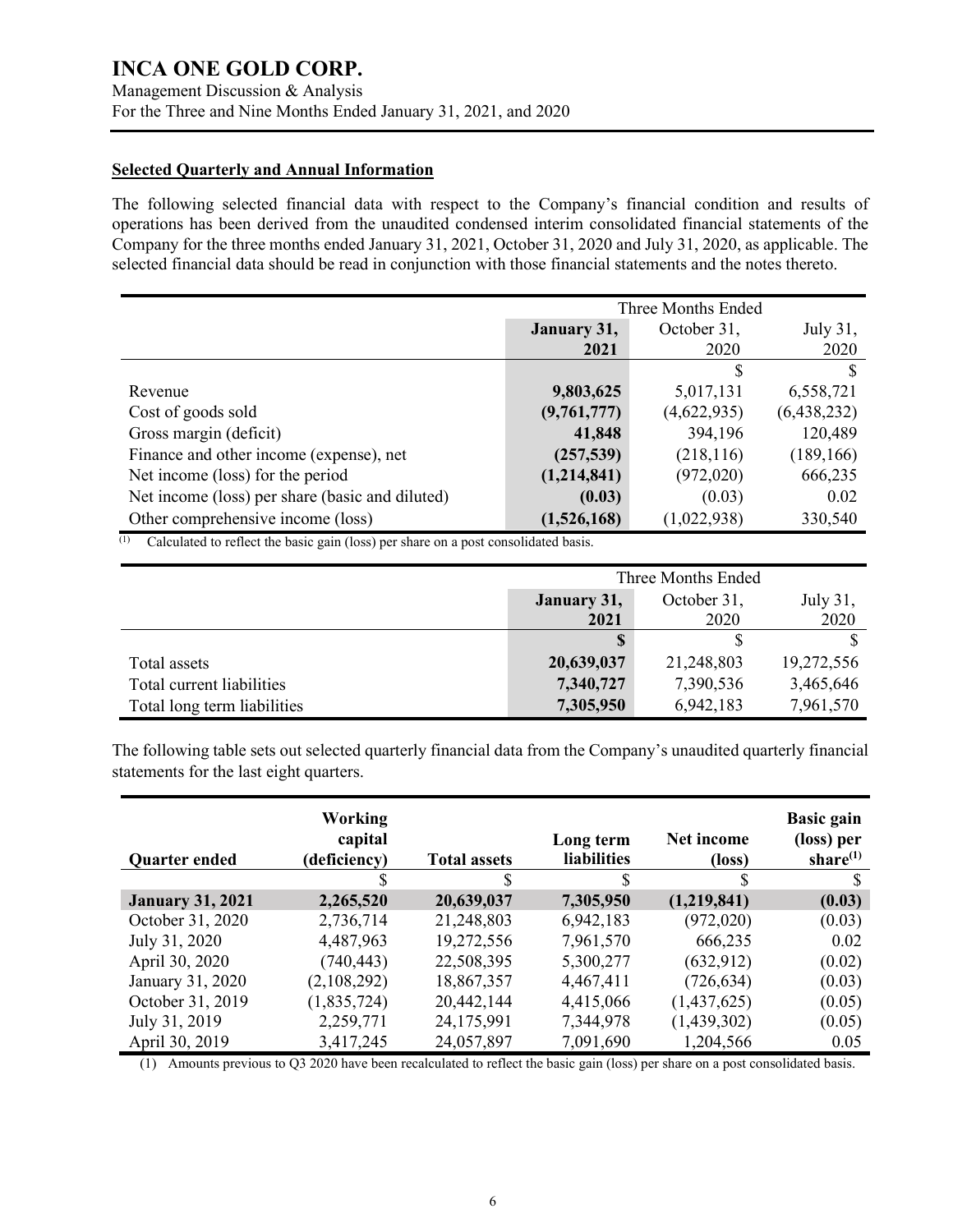## Selected Quarterly and Annual Information

The following selected financial data with respect to the Company's financial condition and results of operations has been derived from the unaudited condensed interim consolidated financial statements of the Company for the three months ended January 31, 2021, October 31, 2020 and July 31, 2020, as applicable. The selected financial data should be read in conjunction with those financial statements and the notes thereto.

| | Three Months Ended | | |
|---|---|---|---|
| | **January 31, 2021** | October 31, 2020 | July 31, 2020 |
| | | $ | $ |
| Revenue | **9,803,625** | 5,017,131 | 6,558,721 |
| Cost of goods sold | **(9,761,777)** | (4,622,935) | (6,438,232) |
| Gross margin (deficit) | **41,848** | 394,196 | 120,489 |
| Finance and other income (expense), net | **(257,539)** | (218,116) | (189,166) |
| Net income (loss) for the period | **(1,214,841)** | (972,020) | 666,235 |
| Net income (loss) per share (basic and diluted) | **(0.03)** | (0.03) | 0.02 |
| Other comprehensive income (loss) | **(1,526,168)** | (1,022,938) | 330,540 |

(1) Calculated to reflect the basic gain (loss) per share on a post consolidated basis.

| | Three Months Ended | | |
|---|---|---|---|
| | **January 31, 2021** | October 31, 2020 | July 31, 2020 |
| | **$** | $ | $ |
| Total assets | **20,639,037** | 21,248,803 | 19,272,556 |
| Total current liabilities | **7,340,727** | 7,390,536 | 3,465,646 |
| Total long term liabilities | **7,305,950** | 6,942,183 | 7,961,570 |

The following table sets out selected quarterly financial data from the Company's unaudited quarterly financial statements for the last eight quarters.

| Quarter ended | Working capital (deficiency) | Total assets | Long term liabilities | Net income (loss) | Basic gain (loss) per share(1) |
|---|---|---|---|---|---|
| | $ | $ | $ | $ | $ |
| **January 31, 2021** | **2,265,520** | **20,639,037** | **7,305,950** | **(1,219,841)** | **(0.03)** |
| October 31, 2020 | 2,736,714 | 21,248,803 | 6,942,183 | (972,020) | (0.03) |
| July 31, 2020 | 4,487,963 | 19,272,556 | 7,961,570 | 666,235 | 0.02 |
| April 30, 2020 | (740,443) | 22,508,395 | 5,300,277 | (632,912) | (0.02) |
| January 31, 2020 | (2,108,292) | 18,867,357 | 4,467,411 | (726,634) | (0.03) |
| October 31, 2019 | (1,835,724) | 20,442,144 | 4,415,066 | (1,437,625) | (0.05) |
| July 31, 2019 | 2,259,771 | 24,175,991 | 7,344,978 | (1,439,302) | (0.05) |
| April 30, 2019 | 3,417,245 | 24,057,897 | 7,091,690 | 1,204,566 | 0.05 |

(1) Amounts previous to Q3 2020 have been recalculated to reflect the basic gain (loss) per share on a post consolidated basis.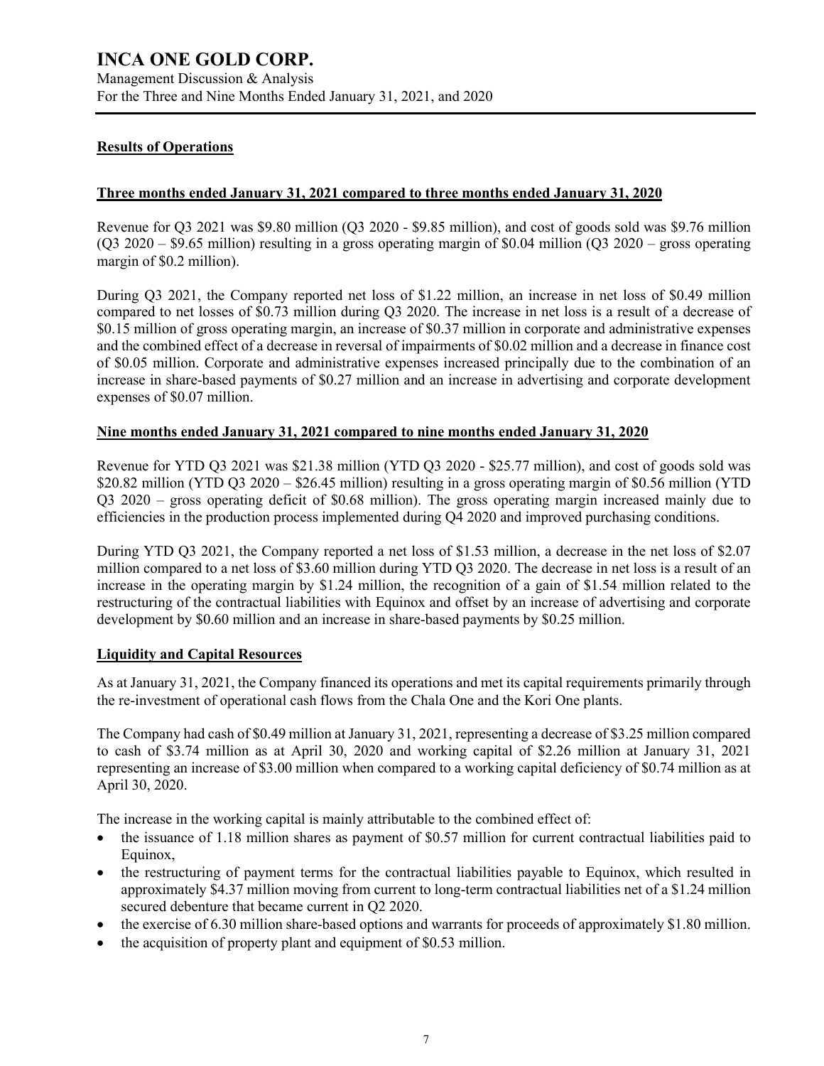## Results of Operations

### Three months ended January 31, 2021 compared to three months ended January 31, 2020

Revenue for Q3 2021 was $9.80 million (Q3 2020 - $9.85 million), and cost of goods sold was $9.76 million (Q3 2020 – $9.65 million) resulting in a gross operating margin of $0.04 million (Q3 2020 – gross operating margin of $0.2 million).

During Q3 2021, the Company reported net loss of $1.22 million, an increase in net loss of $0.49 million compared to net losses of $0.73 million during Q3 2020. The increase in net loss is a result of a decrease of $0.15 million of gross operating margin, an increase of $0.37 million in corporate and administrative expenses and the combined effect of a decrease in reversal of impairments of $0.02 million and a decrease in finance cost of $0.05 million. Corporate and administrative expenses increased principally due to the combination of an increase in share-based payments of $0.27 million and an increase in advertising and corporate development expenses of $0.07 million.

### Nine months ended January 31, 2021 compared to nine months ended January 31, 2020

Revenue for YTD Q3 2021 was $21.38 million (YTD Q3 2020 - $25.77 million), and cost of goods sold was $20.82 million (YTD Q3 2020 – $26.45 million) resulting in a gross operating margin of $0.56 million (YTD Q3 2020 – gross operating deficit of $0.68 million). The gross operating margin increased mainly due to efficiencies in the production process implemented during Q4 2020 and improved purchasing conditions.

During YTD Q3 2021, the Company reported a net loss of $1.53 million, a decrease in the net loss of $2.07 million compared to a net loss of $3.60 million during YTD Q3 2020. The decrease in net loss is a result of an increase in the operating margin by $1.24 million, the recognition of a gain of $1.54 million related to the restructuring of the contractual liabilities with Equinox and offset by an increase of advertising and corporate development by $0.60 million and an increase in share-based payments by $0.25 million.

## Liquidity and Capital Resources

As at January 31, 2021, the Company financed its operations and met its capital requirements primarily through the re-investment of operational cash flows from the Chala One and the Kori One plants.

The Company had cash of $0.49 million at January 31, 2021, representing a decrease of $3.25 million compared to cash of $3.74 million as at April 30, 2020 and working capital of $2.26 million at January 31, 2021 representing an increase of $3.00 million when compared to a working capital deficiency of $0.74 million as at April 30, 2020.

The increase in the working capital is mainly attributable to the combined effect of:

- the issuance of 1.18 million shares as payment of $0.57 million for current contractual liabilities paid to Equinox,
- the restructuring of payment terms for the contractual liabilities payable to Equinox, which resulted in approximately $4.37 million moving from current to long-term contractual liabilities net of a $1.24 million secured debenture that became current in Q2 2020.
- the exercise of 6.30 million share-based options and warrants for proceeds of approximately $1.80 million.
- the acquisition of property plant and equipment of $0.53 million.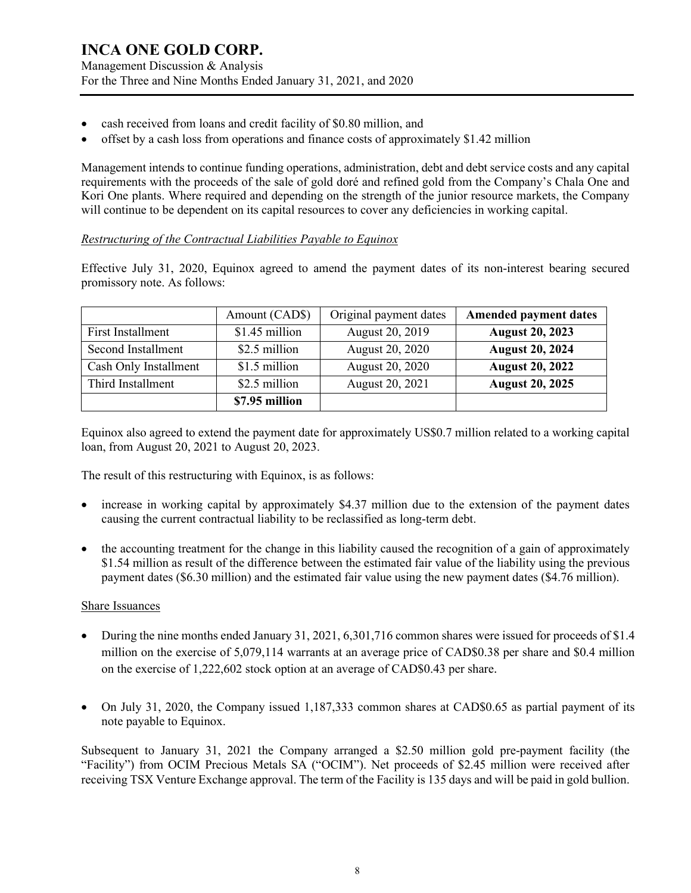- cash received from loans and credit facility of $0.80 million, and
- offset by a cash loss from operations and finance costs of approximately $1.42 million

Management intends to continue funding operations, administration, debt and debt service costs and any capital requirements with the proceeds of the sale of gold doré and refined gold from the Company's Chala One and Kori One plants. Where required and depending on the strength of the junior resource markets, the Company will continue to be dependent on its capital resources to cover any deficiencies in working capital.

*Restructuring of the Contractual Liabilities Payable to Equinox*

Effective July 31, 2020, Equinox agreed to amend the payment dates of its non-interest bearing secured promissory note. As follows:

| | Amount (CAD$) | Original payment dates | **Amended payment dates** |
|---|---|---|---|
| First Installment | $1.45 million | August 20, 2019 | **August 20, 2023** |
| Second Installment | $2.5 million | August 20, 2020 | **August 20, 2024** |
| Cash Only Installment | $1.5 million | August 20, 2020 | **August 20, 2022** |
| Third Installment | $2.5 million | August 20, 2021 | **August 20, 2025** |
| | **$7.95 million** | | |

Equinox also agreed to extend the payment date for approximately US$0.7 million related to a working capital loan, from August 20, 2021 to August 20, 2023.

The result of this restructuring with Equinox, is as follows:

- increase in working capital by approximately $4.37 million due to the extension of the payment dates causing the current contractual liability to be reclassified as long-term debt.
- the accounting treatment for the change in this liability caused the recognition of a gain of approximately $1.54 million as result of the difference between the estimated fair value of the liability using the previous payment dates ($6.30 million) and the estimated fair value using the new payment dates ($4.76 million).

Share Issuances

- During the nine months ended January 31, 2021, 6,301,716 common shares were issued for proceeds of $1.4 million on the exercise of 5,079,114 warrants at an average price of CAD$0.38 per share and $0.4 million on the exercise of 1,222,602 stock option at an average of CAD$0.43 per share.
- On July 31, 2020, the Company issued 1,187,333 common shares at CAD$0.65 as partial payment of its note payable to Equinox.

Subsequent to January 31, 2021 the Company arranged a $2.50 million gold pre-payment facility (the "Facility") from OCIM Precious Metals SA ("OCIM"). Net proceeds of $2.45 million were received after receiving TSX Venture Exchange approval. The term of the Facility is 135 days and will be paid in gold bullion.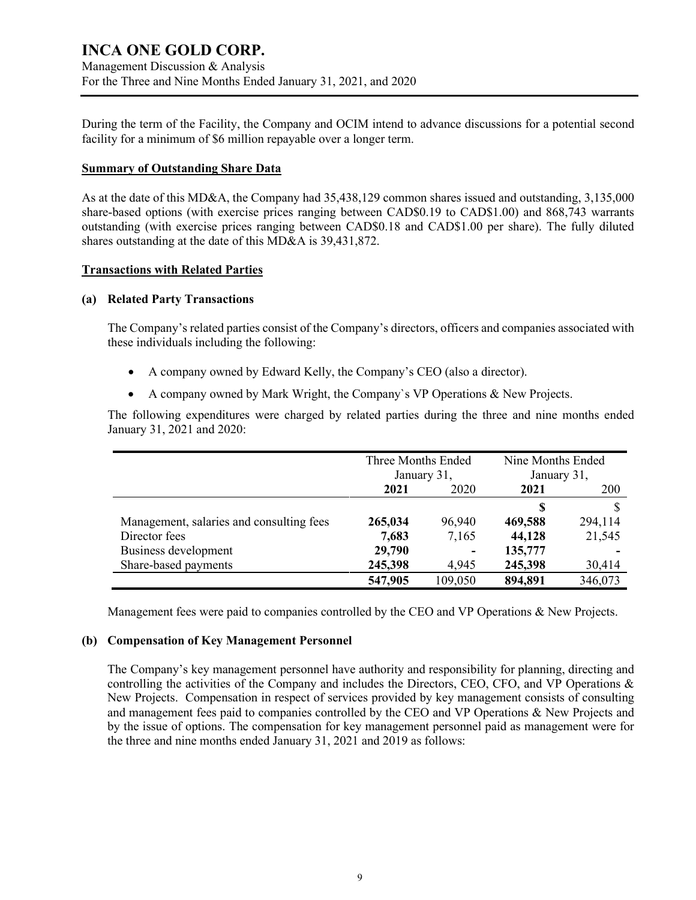During the term of the Facility, the Company and OCIM intend to advance discussions for a potential second facility for a minimum of $6 million repayable over a longer term.

**Summary of Outstanding Share Data**

As at the date of this MD&A, the Company had 35,438,129 common shares issued and outstanding, 3,135,000 share-based options (with exercise prices ranging between CAD$0.19 to CAD$1.00) and 868,743 warrants outstanding (with exercise prices ranging between CAD$0.18 and CAD$1.00 per share). The fully diluted shares outstanding at the date of this MD&A is 39,431,872.

**Transactions with Related Parties**

**(a) Related Party Transactions**

The Company's related parties consist of the Company's directors, officers and companies associated with these individuals including the following:

- A company owned by Edward Kelly, the Company's CEO (also a director).
- A company owned by Mark Wright, the Company`s VP Operations & New Projects.

The following expenditures were charged by related parties during the three and nine months ended January 31, 2021 and 2020:

| | Three Months Ended January 31, | | Nine Months Ended January 31, | |
|---|---|---|---|---|
| | **2021** | 2020 | **2021** | 200 |
| | | | **$** | $ |
| Management, salaries and consulting fees | **265,034** | 96,940 | **469,588** | 294,114 |
| Director fees | **7,683** | 7,165 | **44,128** | 21,545 |
| Business development | **29,790** | - | **135,777** | - |
| Share-based payments | **245,398** | 4,945 | **245,398** | 30,414 |
| | **547,905** | 109,050 | **894,891** | 346,073 |

Management fees were paid to companies controlled by the CEO and VP Operations & New Projects.

**(b) Compensation of Key Management Personnel**

The Company's key management personnel have authority and responsibility for planning, directing and controlling the activities of the Company and includes the Directors, CEO, CFO, and VP Operations & New Projects. Compensation in respect of services provided by key management consists of consulting and management fees paid to companies controlled by the CEO and VP Operations & New Projects and by the issue of options. The compensation for key management personnel paid as management were for the three and nine months ended January 31, 2021 and 2019 as follows: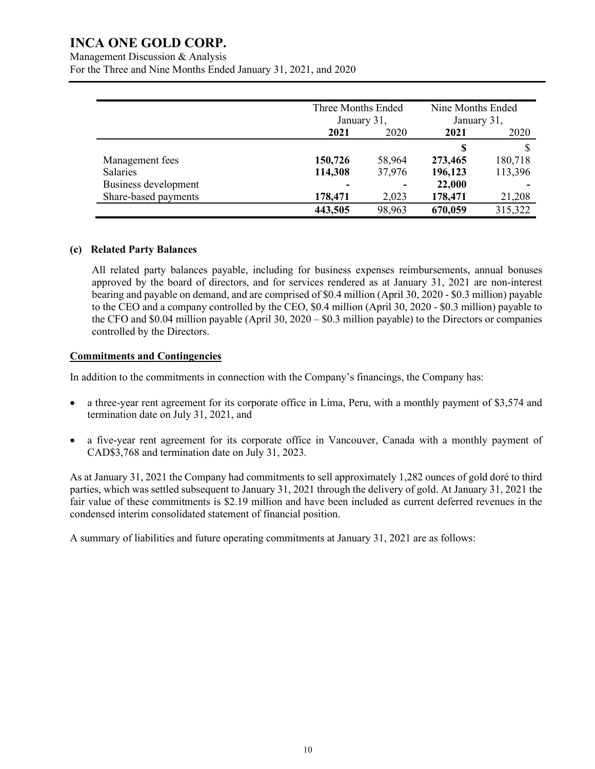| | Three Months Ended January 31, | | Nine Months Ended January 31, | |
|---|---|---|---|---|
| | **2021** | 2020 | **2021** | 2020 |
| | | | **$** | $ |
| Management fees | **150,726** | 58,964 | **273,465** | 180,718 |
| Salaries | **114,308** | 37,976 | **196,123** | 113,396 |
| Business development | **-** | **-** | **22,000** | **-** |
| Share-based payments | **178,471** | 2,023 | **178,471** | 21,208 |
| | **443,505** | 98,963 | **670,059** | 315,322 |

**(c) Related Party Balances**

All related party balances payable, including for business expenses reimbursements, annual bonuses approved by the board of directors, and for services rendered as at January 31, 2021 are non-interest bearing and payable on demand, and are comprised of $0.4 million (April 30, 2020 - $0.3 million) payable to the CEO and a company controlled by the CEO, $0.4 million (April 30, 2020 - $0.3 million) payable to the CFO and $0.04 million payable (April 30, 2020 – $0.3 million payable) to the Directors or companies controlled by the Directors.

**Commitments and Contingencies**

In addition to the commitments in connection with the Company's financings, the Company has:

- a three-year rent agreement for its corporate office in Lima, Peru, with a monthly payment of $3,574 and termination date on July 31, 2021, and
- a five-year rent agreement for its corporate office in Vancouver, Canada with a monthly payment of CAD$3,768 and termination date on July 31, 2023.

As at January 31, 2021 the Company had commitments to sell approximately 1,282 ounces of gold doré to third parties, which was settled subsequent to January 31, 2021 through the delivery of gold. At January 31, 2021 the fair value of these commitments is $2.19 million and have been included as current deferred revenues in the condensed interim consolidated statement of financial position.

A summary of liabilities and future operating commitments at January 31, 2021 are as follows: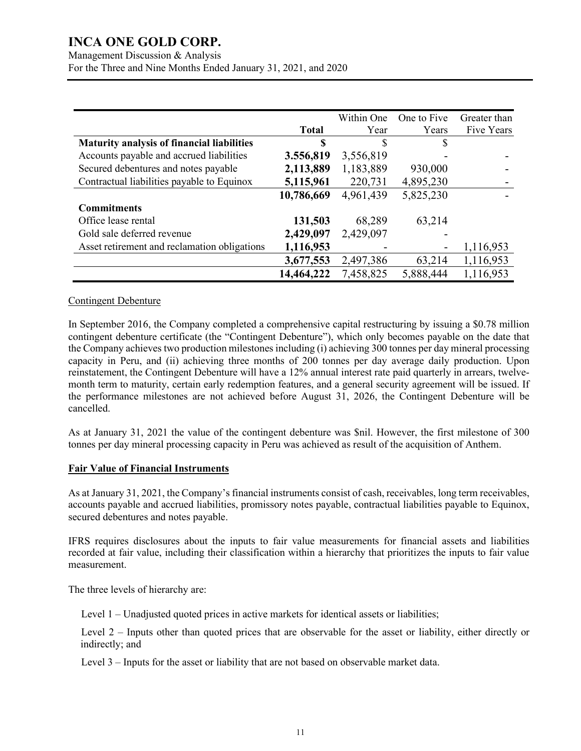| | Total | Within One Year | One to Five Years | Greater than Five Years |
|---|---|---|---|---|
| **Maturity analysis of financial liabilities** | **$** | $ | $ | |
| Accounts payable and accrued liabilities | **3.556,819** | 3,556,819 | - | - |
| Secured debentures and notes payable | **2,113,889** | 1,183,889 | 930,000 | - |
| Contractual liabilities payable to Equinox | **5,115,961** | 220,731 | 4,895,230 | - |
| | **10,786,669** | 4,961,439 | 5,825,230 | - |
| **Commitments** | | | | |
| Office lease rental | **131,503** | 68,289 | 63,214 | |
| Gold sale deferred revenue | **2,429,097** | 2,429,097 | - | |
| Asset retirement and reclamation obligations | **1,116,953** | - | - | 1,116,953 |
| | **3,677,553** | 2,497,386 | 63,214 | 1,116,953 |
| | **14,464,222** | 7,458,825 | 5,888,444 | 1,116,953 |

Contingent Debenture

In September 2016, the Company completed a comprehensive capital restructuring by issuing a $0.78 million contingent debenture certificate (the "Contingent Debenture"), which only becomes payable on the date that the Company achieves two production milestones including (i) achieving 300 tonnes per day mineral processing capacity in Peru, and (ii) achieving three months of 200 tonnes per day average daily production. Upon reinstatement, the Contingent Debenture will have a 12% annual interest rate paid quarterly in arrears, twelve-month term to maturity, certain early redemption features, and a general security agreement will be issued. If the performance milestones are not achieved before August 31, 2026, the Contingent Debenture will be cancelled.

As at January 31, 2021 the value of the contingent debenture was $nil. However, the first milestone of 300 tonnes per day mineral processing capacity in Peru was achieved as result of the acquisition of Anthem.

## Fair Value of Financial Instruments

As at January 31, 2021, the Company's financial instruments consist of cash, receivables, long term receivables, accounts payable and accrued liabilities, promissory notes payable, contractual liabilities payable to Equinox, secured debentures and notes payable.

IFRS requires disclosures about the inputs to fair value measurements for financial assets and liabilities recorded at fair value, including their classification within a hierarchy that prioritizes the inputs to fair value measurement.

The three levels of hierarchy are:

Level 1 – Unadjusted quoted prices in active markets for identical assets or liabilities;

Level 2 – Inputs other than quoted prices that are observable for the asset or liability, either directly or indirectly; and

Level 3 – Inputs for the asset or liability that are not based on observable market data.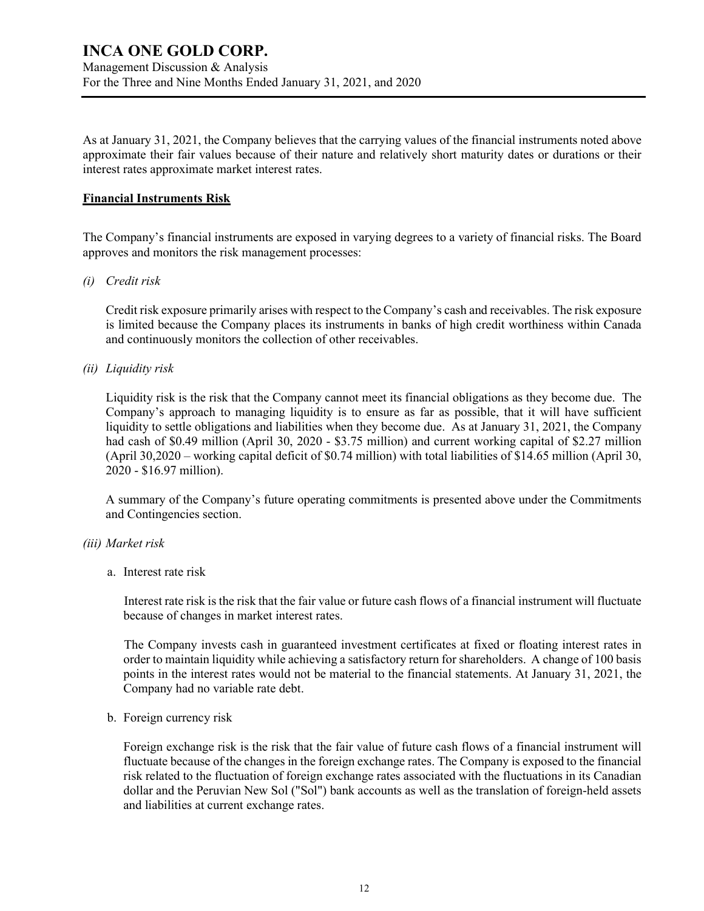As at January 31, 2021, the Company believes that the carrying values of the financial instruments noted above approximate their fair values because of their nature and relatively short maturity dates or durations or their interest rates approximate market interest rates.

**Financial Instruments Risk**

The Company's financial instruments are exposed in varying degrees to a variety of financial risks. The Board approves and monitors the risk management processes:

*(i) Credit risk*

Credit risk exposure primarily arises with respect to the Company's cash and receivables. The risk exposure is limited because the Company places its instruments in banks of high credit worthiness within Canada and continuously monitors the collection of other receivables.

*(ii) Liquidity risk*

Liquidity risk is the risk that the Company cannot meet its financial obligations as they become due. The Company's approach to managing liquidity is to ensure as far as possible, that it will have sufficient liquidity to settle obligations and liabilities when they become due. As at January 31, 2021, the Company had cash of $0.49 million (April 30, 2020 - $3.75 million) and current working capital of $2.27 million (April 30,2020 – working capital deficit of $0.74 million) with total liabilities of $14.65 million (April 30, 2020 - $16.97 million).

A summary of the Company's future operating commitments is presented above under the Commitments and Contingencies section.

*(iii) Market risk*

a. Interest rate risk

Interest rate risk is the risk that the fair value or future cash flows of a financial instrument will fluctuate because of changes in market interest rates.

The Company invests cash in guaranteed investment certificates at fixed or floating interest rates in order to maintain liquidity while achieving a satisfactory return for shareholders. A change of 100 basis points in the interest rates would not be material to the financial statements. At January 31, 2021, the Company had no variable rate debt.

b. Foreign currency risk

Foreign exchange risk is the risk that the fair value of future cash flows of a financial instrument will fluctuate because of the changes in the foreign exchange rates. The Company is exposed to the financial risk related to the fluctuation of foreign exchange rates associated with the fluctuations in its Canadian dollar and the Peruvian New Sol ("Sol") bank accounts as well as the translation of foreign-held assets and liabilities at current exchange rates.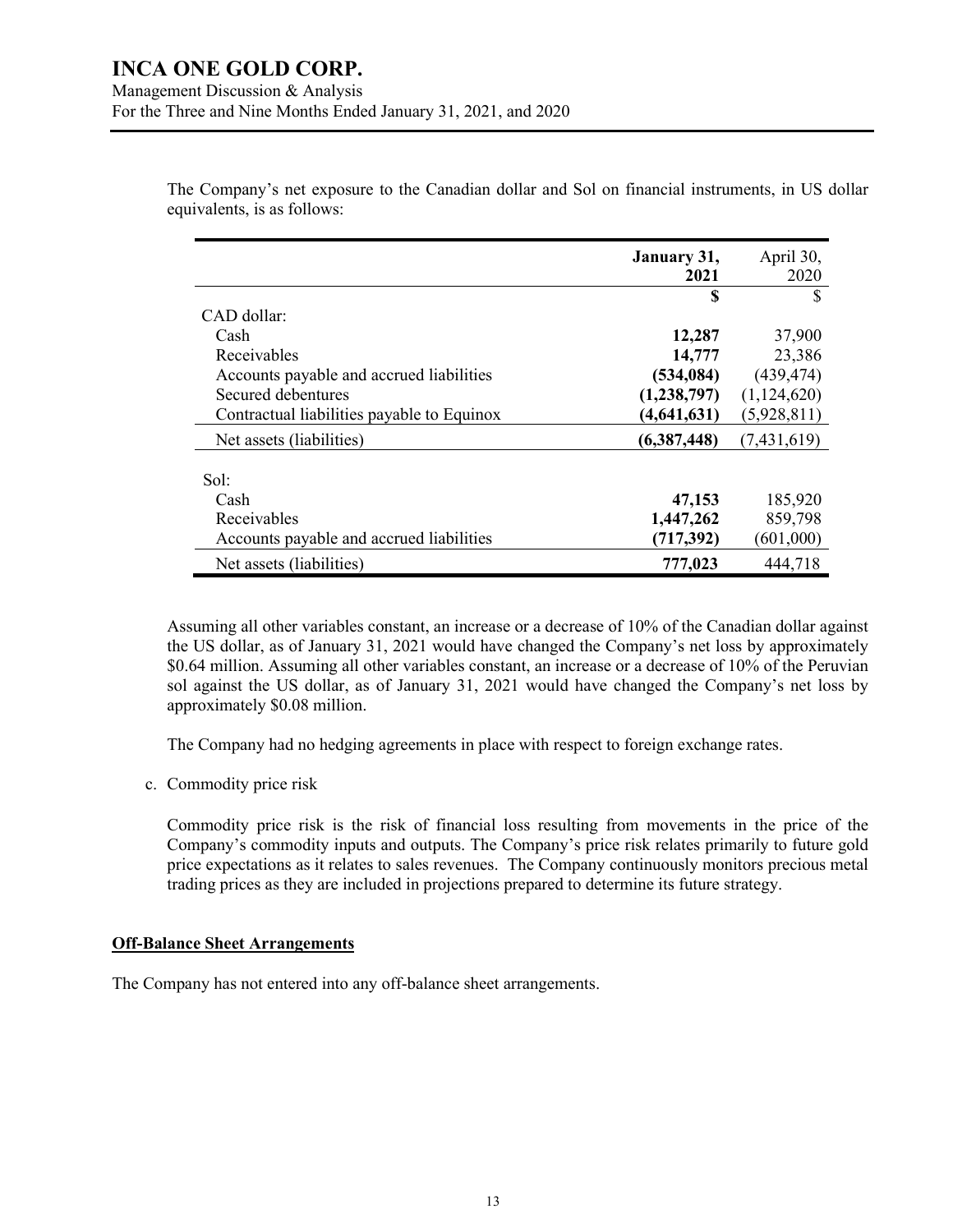The Company's net exposure to the Canadian dollar and Sol on financial instruments, in US dollar equivalents, is as follows:

| | **January 31, 2021** | April 30, 2020 |
|---|---|---|
| | **$** | $ |
| CAD dollar: | | |
| Cash | **12,287** | 37,900 |
| Receivables | **14,777** | 23,386 |
| Accounts payable and accrued liabilities | **(534,084)** | (439,474) |
| Secured debentures | **(1,238,797)** | (1,124,620) |
| Contractual liabilities payable to Equinox | **(4,641,631)** | (5,928,811) |
| Net assets (liabilities) | **(6,387,448)** | (7,431,619) |
| Sol: | | |
| Cash | **47,153** | 185,920 |
| Receivables | **1,447,262** | 859,798 |
| Accounts payable and accrued liabilities | **(717,392)** | (601,000) |
| Net assets (liabilities) | **777,023** | 444,718 |

Assuming all other variables constant, an increase or a decrease of 10% of the Canadian dollar against the US dollar, as of January 31, 2021 would have changed the Company's net loss by approximately $0.64 million. Assuming all other variables constant, an increase or a decrease of 10% of the Peruvian sol against the US dollar, as of January 31, 2021 would have changed the Company's net loss by approximately $0.08 million.

The Company had no hedging agreements in place with respect to foreign exchange rates.

c. Commodity price risk

Commodity price risk is the risk of financial loss resulting from movements in the price of the Company's commodity inputs and outputs. The Company's price risk relates primarily to future gold price expectations as it relates to sales revenues. The Company continuously monitors precious metal trading prices as they are included in projections prepared to determine its future strategy.

## Off-Balance Sheet Arrangements

The Company has not entered into any off-balance sheet arrangements.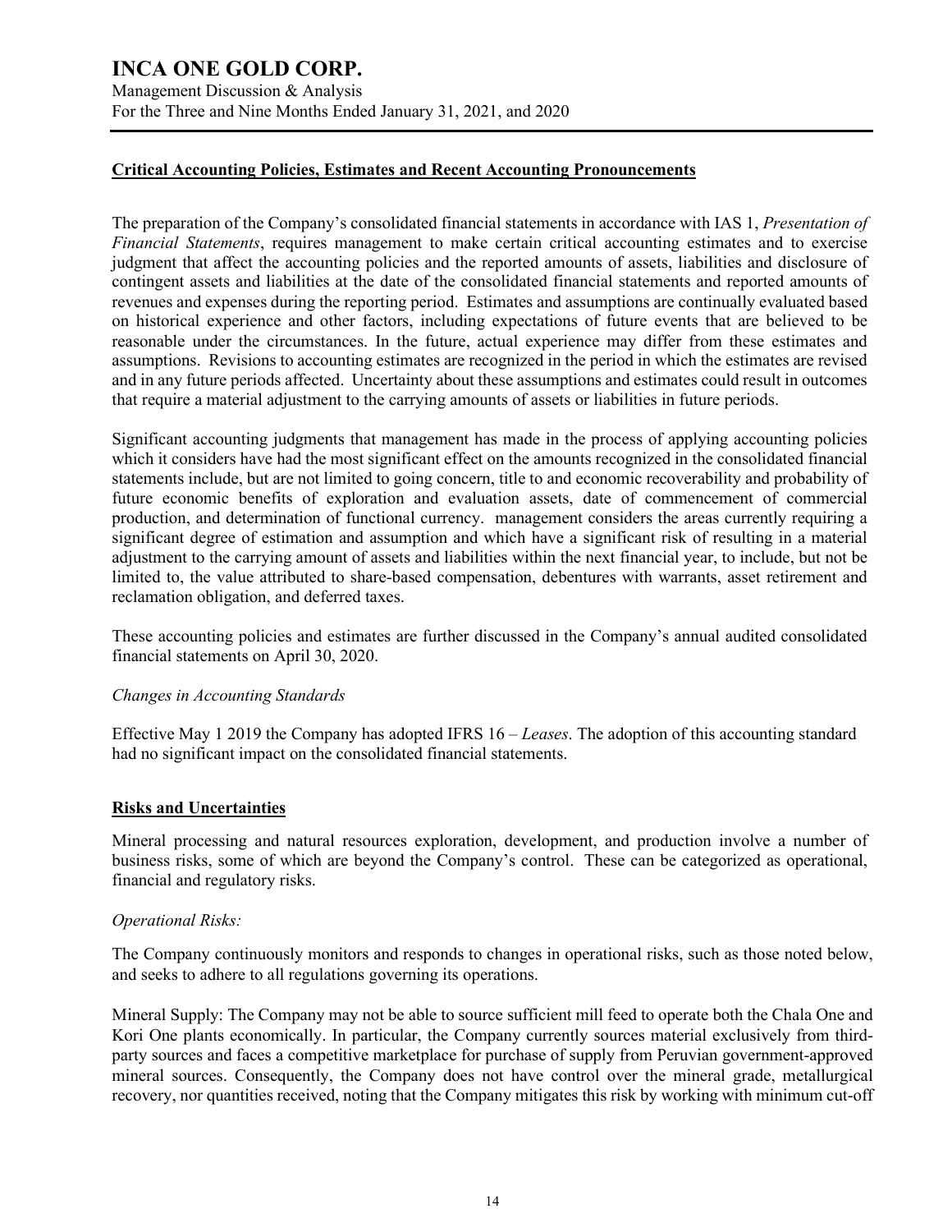## Critical Accounting Policies, Estimates and Recent Accounting Pronouncements

The preparation of the Company's consolidated financial statements in accordance with IAS 1, *Presentation of Financial Statements*, requires management to make certain critical accounting estimates and to exercise judgment that affect the accounting policies and the reported amounts of assets, liabilities and disclosure of contingent assets and liabilities at the date of the consolidated financial statements and reported amounts of revenues and expenses during the reporting period. Estimates and assumptions are continually evaluated based on historical experience and other factors, including expectations of future events that are believed to be reasonable under the circumstances. In the future, actual experience may differ from these estimates and assumptions. Revisions to accounting estimates are recognized in the period in which the estimates are revised and in any future periods affected. Uncertainty about these assumptions and estimates could result in outcomes that require a material adjustment to the carrying amounts of assets or liabilities in future periods.

Significant accounting judgments that management has made in the process of applying accounting policies which it considers have had the most significant effect on the amounts recognized in the consolidated financial statements include, but are not limited to going concern, title to and economic recoverability and probability of future economic benefits of exploration and evaluation assets, date of commencement of commercial production, and determination of functional currency. management considers the areas currently requiring a significant degree of estimation and assumption and which have a significant risk of resulting in a material adjustment to the carrying amount of assets and liabilities within the next financial year, to include, but not be limited to, the value attributed to share-based compensation, debentures with warrants, asset retirement and reclamation obligation, and deferred taxes.

These accounting policies and estimates are further discussed in the Company's annual audited consolidated financial statements on April 30, 2020.

*Changes in Accounting Standards*

Effective May 1 2019 the Company has adopted IFRS 16 – *Leases*. The adoption of this accounting standard had no significant impact on the consolidated financial statements.

## Risks and Uncertainties

Mineral processing and natural resources exploration, development, and production involve a number of business risks, some of which are beyond the Company's control. These can be categorized as operational, financial and regulatory risks.

*Operational Risks:*

The Company continuously monitors and responds to changes in operational risks, such as those noted below, and seeks to adhere to all regulations governing its operations.

Mineral Supply: The Company may not be able to source sufficient mill feed to operate both the Chala One and Kori One plants economically. In particular, the Company currently sources material exclusively from third-party sources and faces a competitive marketplace for purchase of supply from Peruvian government-approved mineral sources. Consequently, the Company does not have control over the mineral grade, metallurgical recovery, nor quantities received, noting that the Company mitigates this risk by working with minimum cut-off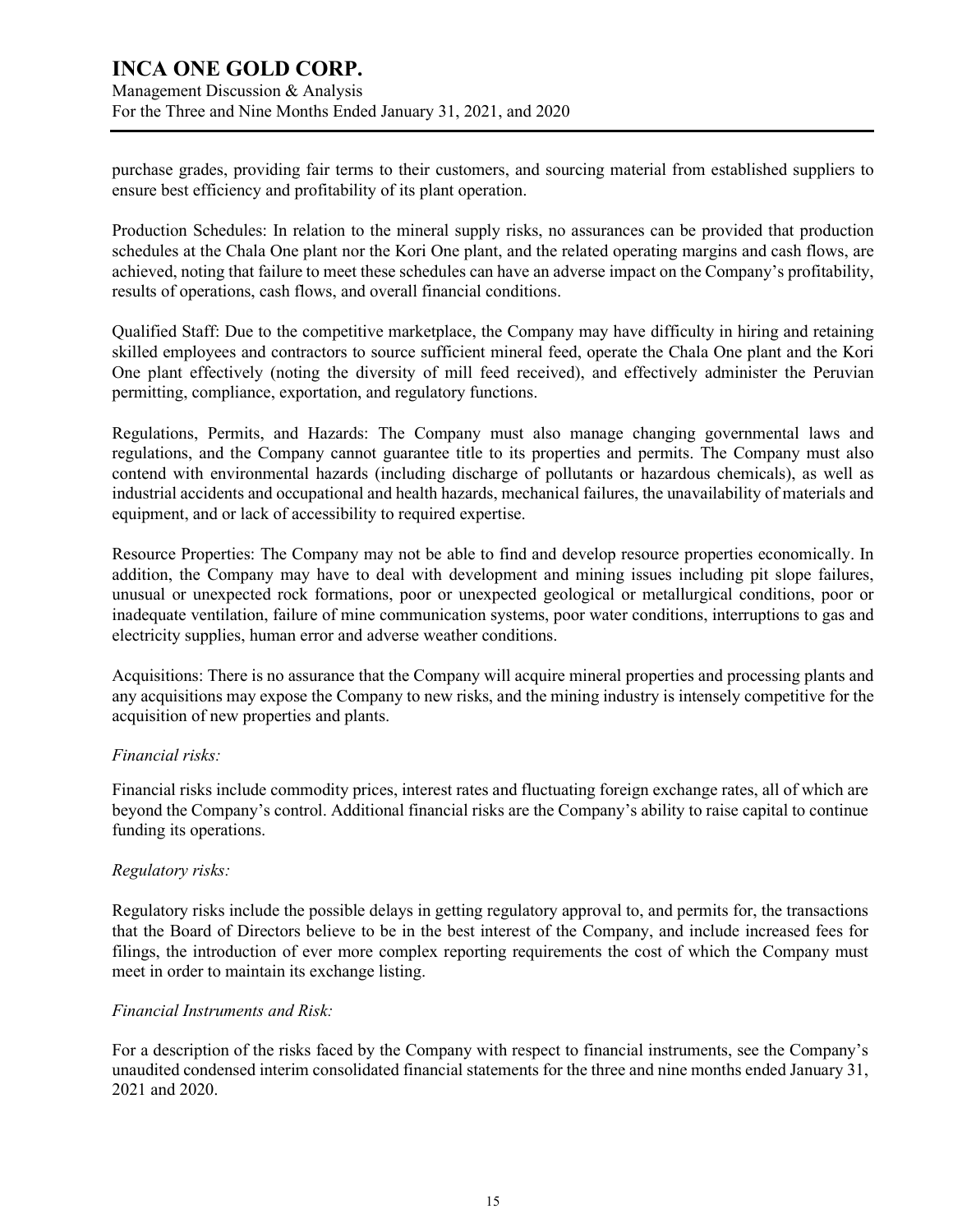purchase grades, providing fair terms to their customers, and sourcing material from established suppliers to ensure best efficiency and profitability of its plant operation.

Production Schedules: In relation to the mineral supply risks, no assurances can be provided that production schedules at the Chala One plant nor the Kori One plant, and the related operating margins and cash flows, are achieved, noting that failure to meet these schedules can have an adverse impact on the Company's profitability, results of operations, cash flows, and overall financial conditions.

Qualified Staff: Due to the competitive marketplace, the Company may have difficulty in hiring and retaining skilled employees and contractors to source sufficient mineral feed, operate the Chala One plant and the Kori One plant effectively (noting the diversity of mill feed received), and effectively administer the Peruvian permitting, compliance, exportation, and regulatory functions.

Regulations, Permits, and Hazards: The Company must also manage changing governmental laws and regulations, and the Company cannot guarantee title to its properties and permits. The Company must also contend with environmental hazards (including discharge of pollutants or hazardous chemicals), as well as industrial accidents and occupational and health hazards, mechanical failures, the unavailability of materials and equipment, and or lack of accessibility to required expertise.

Resource Properties: The Company may not be able to find and develop resource properties economically. In addition, the Company may have to deal with development and mining issues including pit slope failures, unusual or unexpected rock formations, poor or unexpected geological or metallurgical conditions, poor or inadequate ventilation, failure of mine communication systems, poor water conditions, interruptions to gas and electricity supplies, human error and adverse weather conditions.

Acquisitions: There is no assurance that the Company will acquire mineral properties and processing plants and any acquisitions may expose the Company to new risks, and the mining industry is intensely competitive for the acquisition of new properties and plants.

*Financial risks:*

Financial risks include commodity prices, interest rates and fluctuating foreign exchange rates, all of which are beyond the Company's control. Additional financial risks are the Company's ability to raise capital to continue funding its operations.

*Regulatory risks:*

Regulatory risks include the possible delays in getting regulatory approval to, and permits for, the transactions that the Board of Directors believe to be in the best interest of the Company, and include increased fees for filings, the introduction of ever more complex reporting requirements the cost of which the Company must meet in order to maintain its exchange listing.

*Financial Instruments and Risk:*

For a description of the risks faced by the Company with respect to financial instruments, see the Company's unaudited condensed interim consolidated financial statements for the three and nine months ended January 31, 2021 and 2020.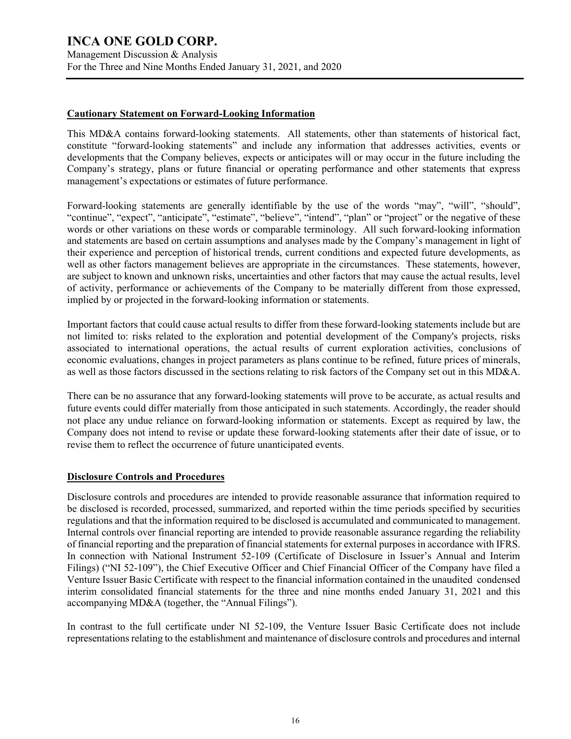## Cautionary Statement on Forward-Looking Information

This MD&A contains forward-looking statements. All statements, other than statements of historical fact, constitute "forward-looking statements" and include any information that addresses activities, events or developments that the Company believes, expects or anticipates will or may occur in the future including the Company's strategy, plans or future financial or operating performance and other statements that express management's expectations or estimates of future performance.

Forward-looking statements are generally identifiable by the use of the words "may", "will", "should", "continue", "expect", "anticipate", "estimate", "believe", "intend", "plan" or "project" or the negative of these words or other variations on these words or comparable terminology. All such forward-looking information and statements are based on certain assumptions and analyses made by the Company's management in light of their experience and perception of historical trends, current conditions and expected future developments, as well as other factors management believes are appropriate in the circumstances. These statements, however, are subject to known and unknown risks, uncertainties and other factors that may cause the actual results, level of activity, performance or achievements of the Company to be materially different from those expressed, implied by or projected in the forward-looking information or statements.

Important factors that could cause actual results to differ from these forward-looking statements include but are not limited to: risks related to the exploration and potential development of the Company's projects, risks associated to international operations, the actual results of current exploration activities, conclusions of economic evaluations, changes in project parameters as plans continue to be refined, future prices of minerals, as well as those factors discussed in the sections relating to risk factors of the Company set out in this MD&A.

There can be no assurance that any forward-looking statements will prove to be accurate, as actual results and future events could differ materially from those anticipated in such statements. Accordingly, the reader should not place any undue reliance on forward-looking information or statements. Except as required by law, the Company does not intend to revise or update these forward-looking statements after their date of issue, or to revise them to reflect the occurrence of future unanticipated events.

## Disclosure Controls and Procedures

Disclosure controls and procedures are intended to provide reasonable assurance that information required to be disclosed is recorded, processed, summarized, and reported within the time periods specified by securities regulations and that the information required to be disclosed is accumulated and communicated to management. Internal controls over financial reporting are intended to provide reasonable assurance regarding the reliability of financial reporting and the preparation of financial statements for external purposes in accordance with IFRS. In connection with National Instrument 52-109 (Certificate of Disclosure in Issuer's Annual and Interim Filings) ("NI 52-109"), the Chief Executive Officer and Chief Financial Officer of the Company have filed a Venture Issuer Basic Certificate with respect to the financial information contained in the unaudited condensed interim consolidated financial statements for the three and nine months ended January 31, 2021 and this accompanying MD&A (together, the "Annual Filings").

In contrast to the full certificate under NI 52-109, the Venture Issuer Basic Certificate does not include representations relating to the establishment and maintenance of disclosure controls and procedures and internal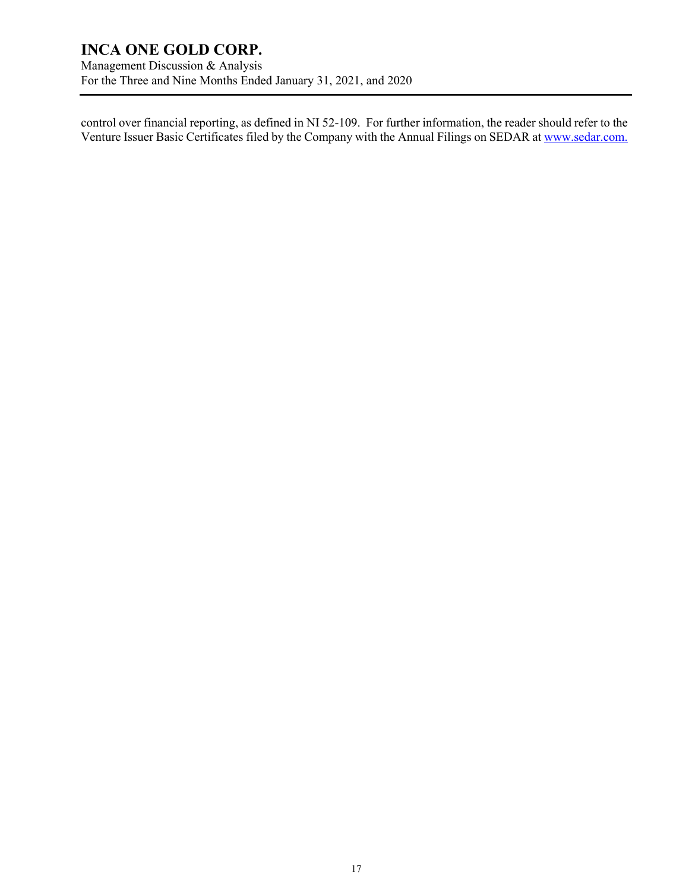control over financial reporting, as defined in NI 52-109. For further information, the reader should refer to the Venture Issuer Basic Certificates filed by the Company with the Annual Filings on SEDAR at www.sedar.com.